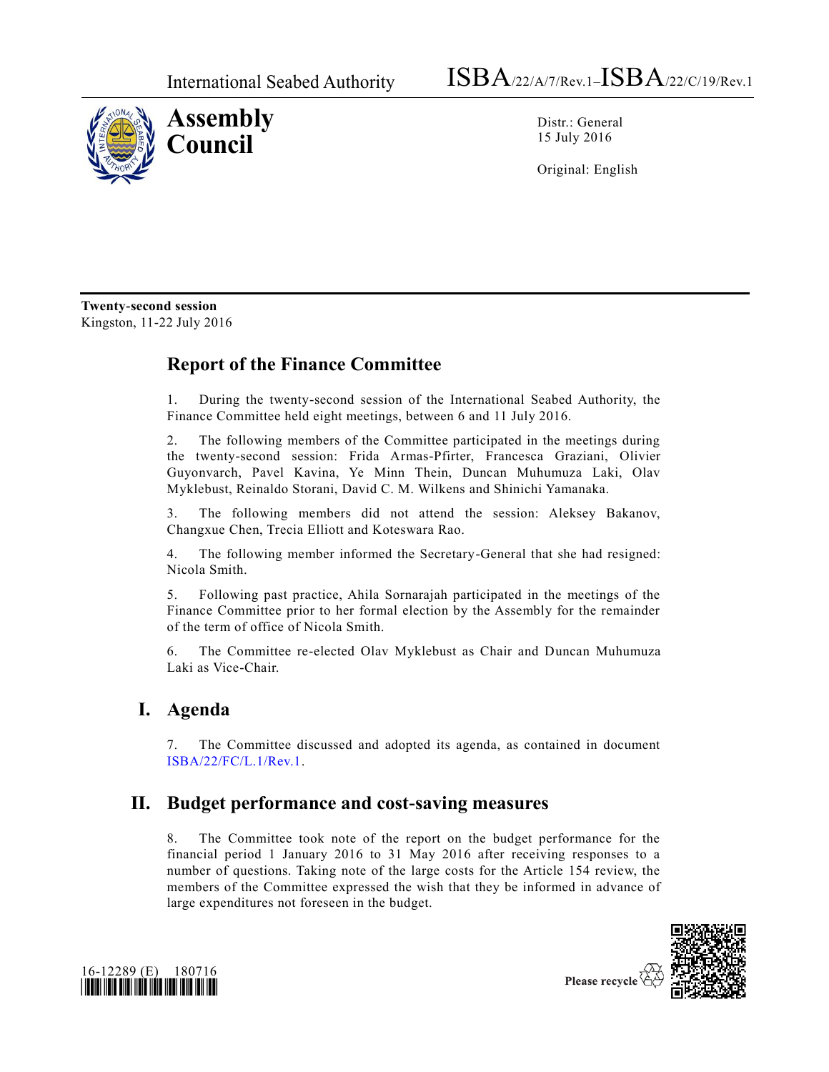International Seabed Authority ISBA/22/A/7/Rev.1–ISBA/22/C/19/Rev.1

**Assembly**
**Council**

Distr.: General
15 July 2016

Original: English

**Twenty-second session**
Kingston, 11-22 July 2016

# Report of the Finance Committee

1. During the twenty-second session of the International Seabed Authority, the Finance Committee held eight meetings, between 6 and 11 July 2016.

2. The following members of the Committee participated in the meetings during the twenty-second session: Frida Armas-Pfirter, Francesca Graziani, Olivier Guyonvarch, Pavel Kavina, Ye Minn Thein, Duncan Muhumuza Laki, Olav Myklebust, Reinaldo Storani, David C. M. Wilkens and Shinichi Yamanaka.

3. The following members did not attend the session: Aleksey Bakanov, Changxue Chen, Trecia Elliott and Koteswara Rao.

4. The following member informed the Secretary-General that she had resigned: Nicola Smith.

5. Following past practice, Ahila Sornarajah participated in the meetings of the Finance Committee prior to her formal election by the Assembly for the remainder of the term of office of Nicola Smith.

6. The Committee re-elected Olav Myklebust as Chair and Duncan Muhumuza Laki as Vice-Chair.

## I. Agenda

7. The Committee discussed and adopted its agenda, as contained in document ISBA/22/FC/L.1/Rev.1.

## II. Budget performance and cost-saving measures

8. The Committee took note of the report on the budget performance for the financial period 1 January 2016 to 31 May 2016 after receiving responses to a number of questions. Taking note of the large costs for the Article 154 review, the members of the Committee expressed the wish that they be informed in advance of large expenditures not foreseen in the budget.

16-12289 (E) 180716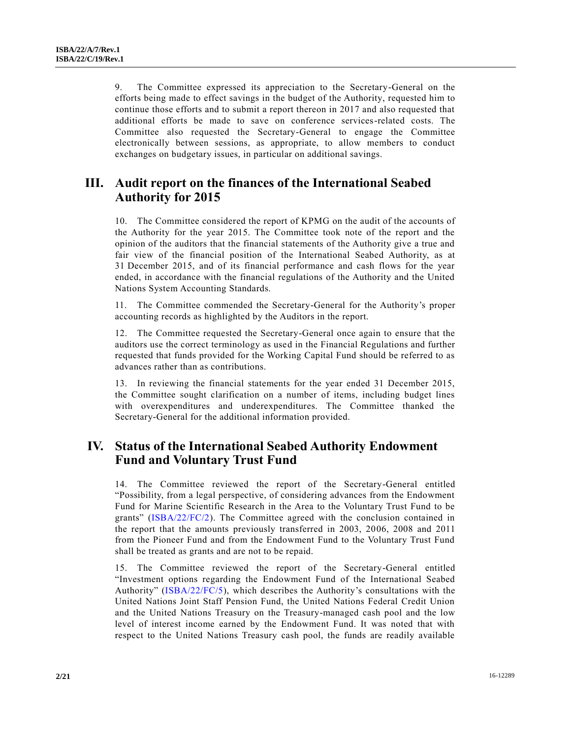9. The Committee expressed its appreciation to the Secretary-General on the efforts being made to effect savings in the budget of the Authority, requested him to continue those efforts and to submit a report thereon in 2017 and also requested that additional efforts be made to save on conference services-related costs. The Committee also requested the Secretary-General to engage the Committee electronically between sessions, as appropriate, to allow members to conduct exchanges on budgetary issues, in particular on additional savings.

## III. Audit report on the finances of the International Seabed Authority for 2015

10. The Committee considered the report of KPMG on the audit of the accounts of the Authority for the year 2015. The Committee took note of the report and the opinion of the auditors that the financial statements of the Authority give a true and fair view of the financial position of the International Seabed Authority, as at 31 December 2015, and of its financial performance and cash flows for the year ended, in accordance with the financial regulations of the Authority and the United Nations System Accounting Standards.

11. The Committee commended the Secretary-General for the Authority's proper accounting records as highlighted by the Auditors in the report.

12. The Committee requested the Secretary-General once again to ensure that the auditors use the correct terminology as used in the Financial Regulations and further requested that funds provided for the Working Capital Fund should be referred to as advances rather than as contributions.

13. In reviewing the financial statements for the year ended 31 December 2015, the Committee sought clarification on a number of items, including budget lines with overexpenditures and underexpenditures. The Committee thanked the Secretary-General for the additional information provided.

## IV. Status of the International Seabed Authority Endowment Fund and Voluntary Trust Fund

14. The Committee reviewed the report of the Secretary-General entitled "Possibility, from a legal perspective, of considering advances from the Endowment Fund for Marine Scientific Research in the Area to the Voluntary Trust Fund to be grants" (ISBA/22/FC/2). The Committee agreed with the conclusion contained in the report that the amounts previously transferred in 2003, 2006, 2008 and 2011 from the Pioneer Fund and from the Endowment Fund to the Voluntary Trust Fund shall be treated as grants and are not to be repaid.

15. The Committee reviewed the report of the Secretary-General entitled "Investment options regarding the Endowment Fund of the International Seabed Authority" (ISBA/22/FC/5), which describes the Authority's consultations with the United Nations Joint Staff Pension Fund, the United Nations Federal Credit Union and the United Nations Treasury on the Treasury-managed cash pool and the low level of interest income earned by the Endowment Fund. It was noted that with respect to the United Nations Treasury cash pool, the funds are readily available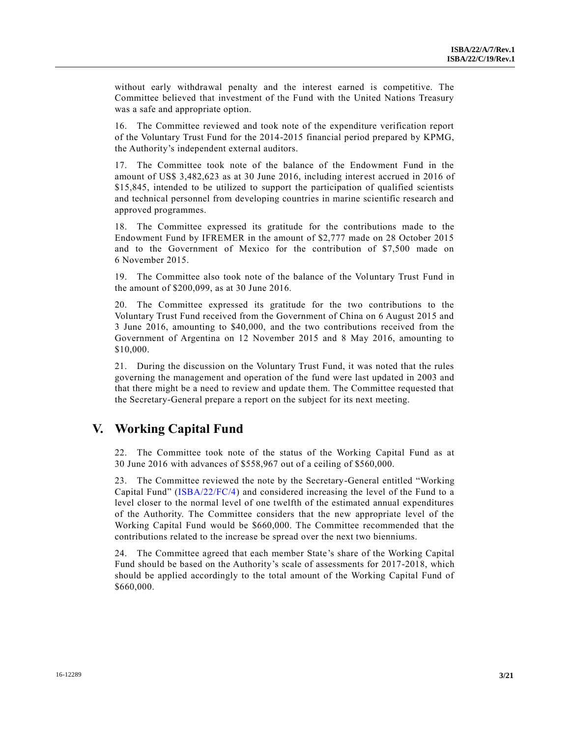without early withdrawal penalty and the interest earned is competitive. The Committee believed that investment of the Fund with the United Nations Treasury was a safe and appropriate option.

16. The Committee reviewed and took note of the expenditure verification report of the Voluntary Trust Fund for the 2014-2015 financial period prepared by KPMG, the Authority's independent external auditors.

17. The Committee took note of the balance of the Endowment Fund in the amount of US$ 3,482,623 as at 30 June 2016, including interest accrued in 2016 of $15,845, intended to be utilized to support the participation of qualified scientists and technical personnel from developing countries in marine scientific research and approved programmes.

18. The Committee expressed its gratitude for the contributions made to the Endowment Fund by IFREMER in the amount of $2,777 made on 28 October 2015 and to the Government of Mexico for the contribution of $7,500 made on 6 November 2015.

19. The Committee also took note of the balance of the Voluntary Trust Fund in the amount of $200,099, as at 30 June 2016.

20. The Committee expressed its gratitude for the two contributions to the Voluntary Trust Fund received from the Government of China on 6 August 2015 and 3 June 2016, amounting to $40,000, and the two contributions received from the Government of Argentina on 12 November 2015 and 8 May 2016, amounting to $10,000.

21. During the discussion on the Voluntary Trust Fund, it was noted that the rules governing the management and operation of the fund were last updated in 2003 and that there might be a need to review and update them. The Committee requested that the Secretary-General prepare a report on the subject for its next meeting.

## V. Working Capital Fund

22. The Committee took note of the status of the Working Capital Fund as at 30 June 2016 with advances of $558,967 out of a ceiling of $560,000.

23. The Committee reviewed the note by the Secretary-General entitled "Working Capital Fund" (ISBA/22/FC/4) and considered increasing the level of the Fund to a level closer to the normal level of one twelfth of the estimated annual expenditures of the Authority. The Committee considers that the new appropriate level of the Working Capital Fund would be $660,000. The Committee recommended that the contributions related to the increase be spread over the next two bienniums.

24. The Committee agreed that each member State's share of the Working Capital Fund should be based on the Authority's scale of assessments for 2017-2018, which should be applied accordingly to the total amount of the Working Capital Fund of $660,000.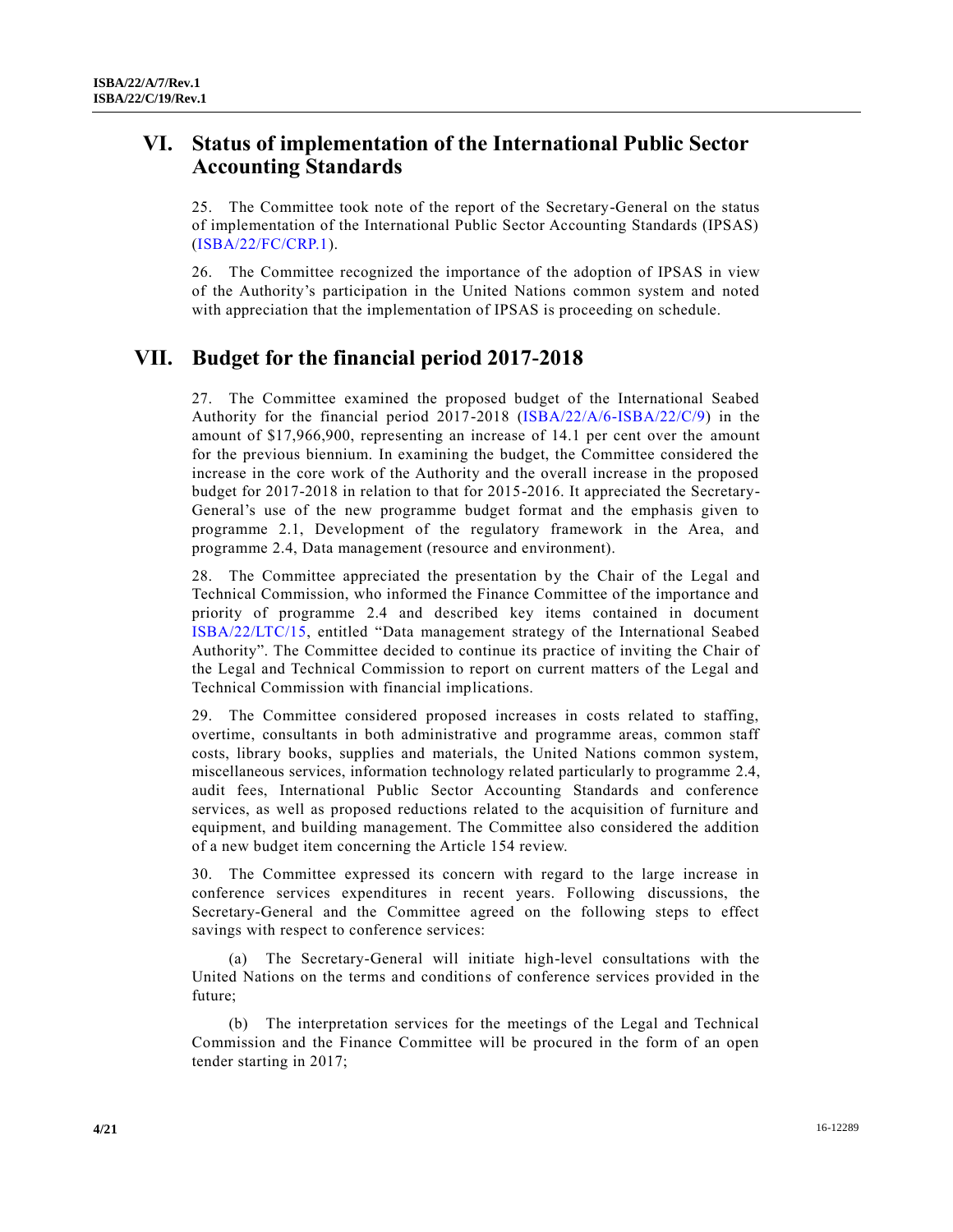## VI. Status of implementation of the International Public Sector Accounting Standards

25. The Committee took note of the report of the Secretary-General on the status of implementation of the International Public Sector Accounting Standards (IPSAS) (ISBA/22/FC/CRP.1).

26. The Committee recognized the importance of the adoption of IPSAS in view of the Authority's participation in the United Nations common system and noted with appreciation that the implementation of IPSAS is proceeding on schedule.

## VII. Budget for the financial period 2017-2018

27. The Committee examined the proposed budget of the International Seabed Authority for the financial period 2017-2018 (ISBA/22/A/6-ISBA/22/C/9) in the amount of $17,966,900, representing an increase of 14.1 per cent over the amount for the previous biennium. In examining the budget, the Committee considered the increase in the core work of the Authority and the overall increase in the proposed budget for 2017-2018 in relation to that for 2015-2016. It appreciated the Secretary-General's use of the new programme budget format and the emphasis given to programme 2.1, Development of the regulatory framework in the Area, and programme 2.4, Data management (resource and environment).

28. The Committee appreciated the presentation by the Chair of the Legal and Technical Commission, who informed the Finance Committee of the importance and priority of programme 2.4 and described key items contained in document ISBA/22/LTC/15, entitled "Data management strategy of the International Seabed Authority". The Committee decided to continue its practice of inviting the Chair of the Legal and Technical Commission to report on current matters of the Legal and Technical Commission with financial implications.

29. The Committee considered proposed increases in costs related to staffing, overtime, consultants in both administrative and programme areas, common staff costs, library books, supplies and materials, the United Nations common system, miscellaneous services, information technology related particularly to programme 2.4, audit fees, International Public Sector Accounting Standards and conference services, as well as proposed reductions related to the acquisition of furniture and equipment, and building management. The Committee also considered the addition of a new budget item concerning the Article 154 review.

30. The Committee expressed its concern with regard to the large increase in conference services expenditures in recent years. Following discussions, the Secretary-General and the Committee agreed on the following steps to effect savings with respect to conference services:

(a) The Secretary-General will initiate high-level consultations with the United Nations on the terms and conditions of conference services provided in the future;

(b) The interpretation services for the meetings of the Legal and Technical Commission and the Finance Committee will be procured in the form of an open tender starting in 2017;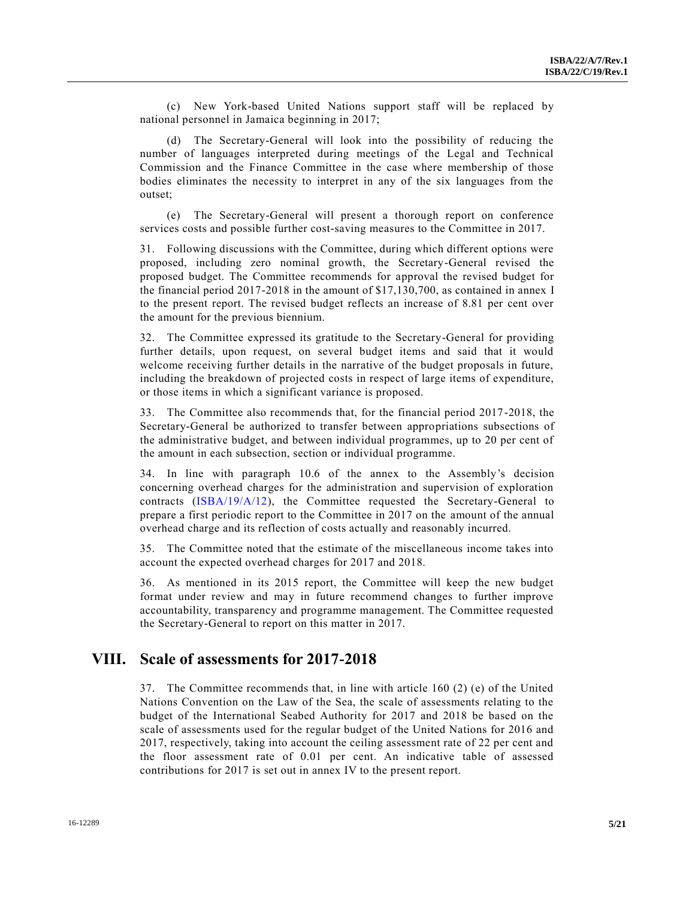(c) New York-based United Nations support staff will be replaced by national personnel in Jamaica beginning in 2017;

(d) The Secretary-General will look into the possibility of reducing the number of languages interpreted during meetings of the Legal and Technical Commission and the Finance Committee in the case where membership of those bodies eliminates the necessity to interpret in any of the six languages from the outset;

(e) The Secretary-General will present a thorough report on conference services costs and possible further cost-saving measures to the Committee in 2017.

31. Following discussions with the Committee, during which different options were proposed, including zero nominal growth, the Secretary-General revised the proposed budget. The Committee recommends for approval the revised budget for the financial period 2017-2018 in the amount of $17,130,700, as contained in annex I to the present report. The revised budget reflects an increase of 8.81 per cent over the amount for the previous biennium.

32. The Committee expressed its gratitude to the Secretary-General for providing further details, upon request, on several budget items and said that it would welcome receiving further details in the narrative of the budget proposals in future, including the breakdown of projected costs in respect of large items of expenditure, or those items in which a significant variance is proposed.

33. The Committee also recommends that, for the financial period 2017-2018, the Secretary-General be authorized to transfer between appropriations subsections of the administrative budget, and between individual programmes, up to 20 per cent of the amount in each subsection, section or individual programme.

34. In line with paragraph 10.6 of the annex to the Assembly's decision concerning overhead charges for the administration and supervision of exploration contracts (ISBA/19/A/12), the Committee requested the Secretary-General to prepare a first periodic report to the Committee in 2017 on the amount of the annual overhead charge and its reflection of costs actually and reasonably incurred.

35. The Committee noted that the estimate of the miscellaneous income takes into account the expected overhead charges for 2017 and 2018.

36. As mentioned in its 2015 report, the Committee will keep the new budget format under review and may in future recommend changes to further improve accountability, transparency and programme management. The Committee requested the Secretary-General to report on this matter in 2017.

## VIII. Scale of assessments for 2017-2018

37. The Committee recommends that, in line with article 160 (2) (e) of the United Nations Convention on the Law of the Sea, the scale of assessments relating to the budget of the International Seabed Authority for 2017 and 2018 be based on the scale of assessments used for the regular budget of the United Nations for 2016 and 2017, respectively, taking into account the ceiling assessment rate of 22 per cent and the floor assessment rate of 0.01 per cent. An indicative table of assessed contributions for 2017 is set out in annex IV to the present report.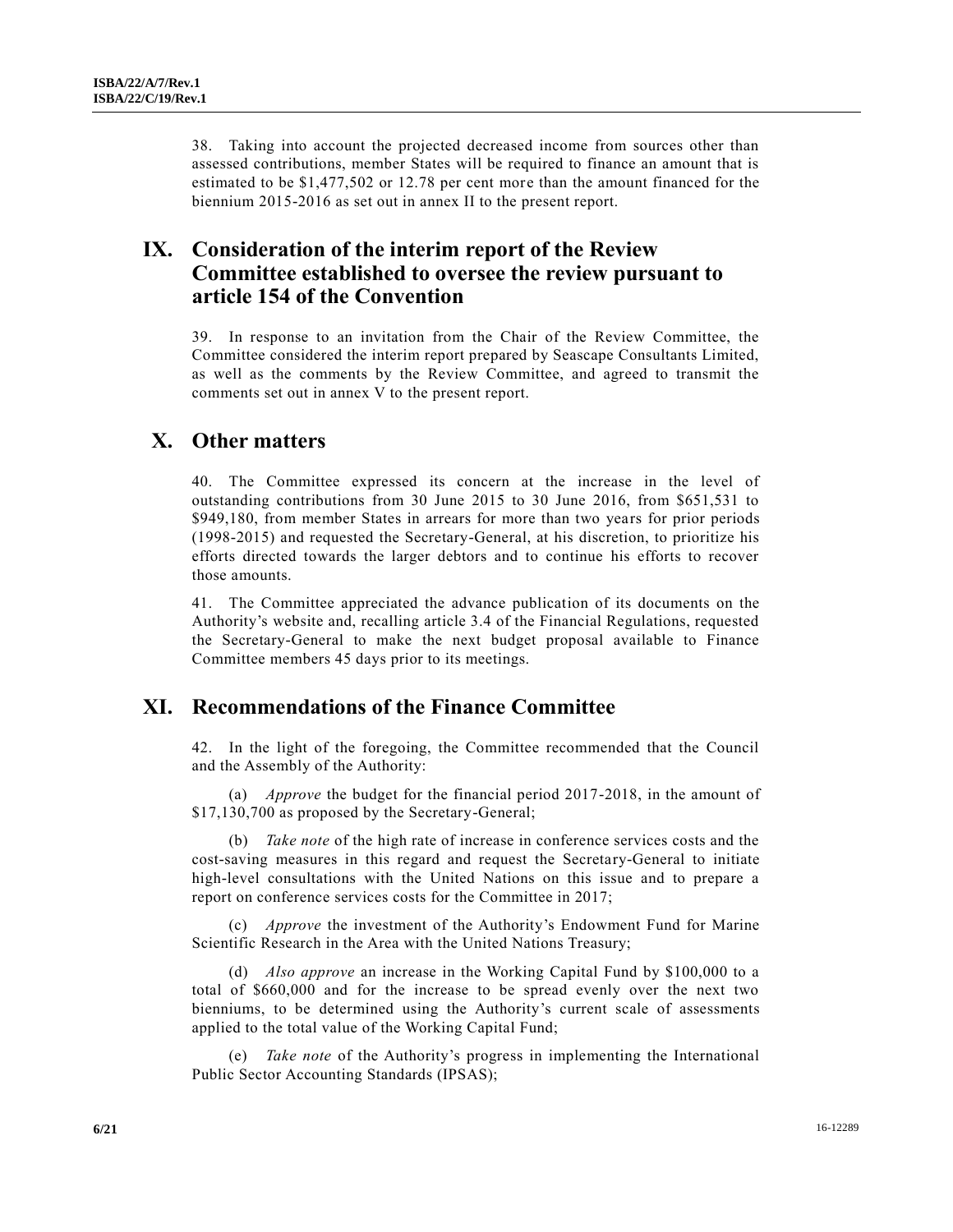38. Taking into account the projected decreased income from sources other than assessed contributions, member States will be required to finance an amount that is estimated to be $1,477,502 or 12.78 per cent more than the amount financed for the biennium 2015-2016 as set out in annex II to the present report.

# IX. Consideration of the interim report of the Review Committee established to oversee the review pursuant to article 154 of the Convention

39. In response to an invitation from the Chair of the Review Committee, the Committee considered the interim report prepared by Seascape Consultants Limited, as well as the comments by the Review Committee, and agreed to transmit the comments set out in annex V to the present report.

# X. Other matters

40. The Committee expressed its concern at the increase in the level of outstanding contributions from 30 June 2015 to 30 June 2016, from $651,531 to $949,180, from member States in arrears for more than two years for prior periods (1998-2015) and requested the Secretary-General, at his discretion, to prioritize his efforts directed towards the larger debtors and to continue his efforts to recover those amounts.

41. The Committee appreciated the advance publication of its documents on the Authority's website and, recalling article 3.4 of the Financial Regulations, requested the Secretary-General to make the next budget proposal available to Finance Committee members 45 days prior to its meetings.

# XI. Recommendations of the Finance Committee

42. In the light of the foregoing, the Committee recommended that the Council and the Assembly of the Authority:

(a) *Approve* the budget for the financial period 2017-2018, in the amount of $17,130,700 as proposed by the Secretary-General;

(b) *Take note* of the high rate of increase in conference services costs and the cost-saving measures in this regard and request the Secretary-General to initiate high-level consultations with the United Nations on this issue and to prepare a report on conference services costs for the Committee in 2017;

(c) *Approve* the investment of the Authority's Endowment Fund for Marine Scientific Research in the Area with the United Nations Treasury;

(d) *Also approve* an increase in the Working Capital Fund by $100,000 to a total of $660,000 and for the increase to be spread evenly over the next two bienniums, to be determined using the Authority's current scale of assessments applied to the total value of the Working Capital Fund;

(e) *Take note* of the Authority's progress in implementing the International Public Sector Accounting Standards (IPSAS);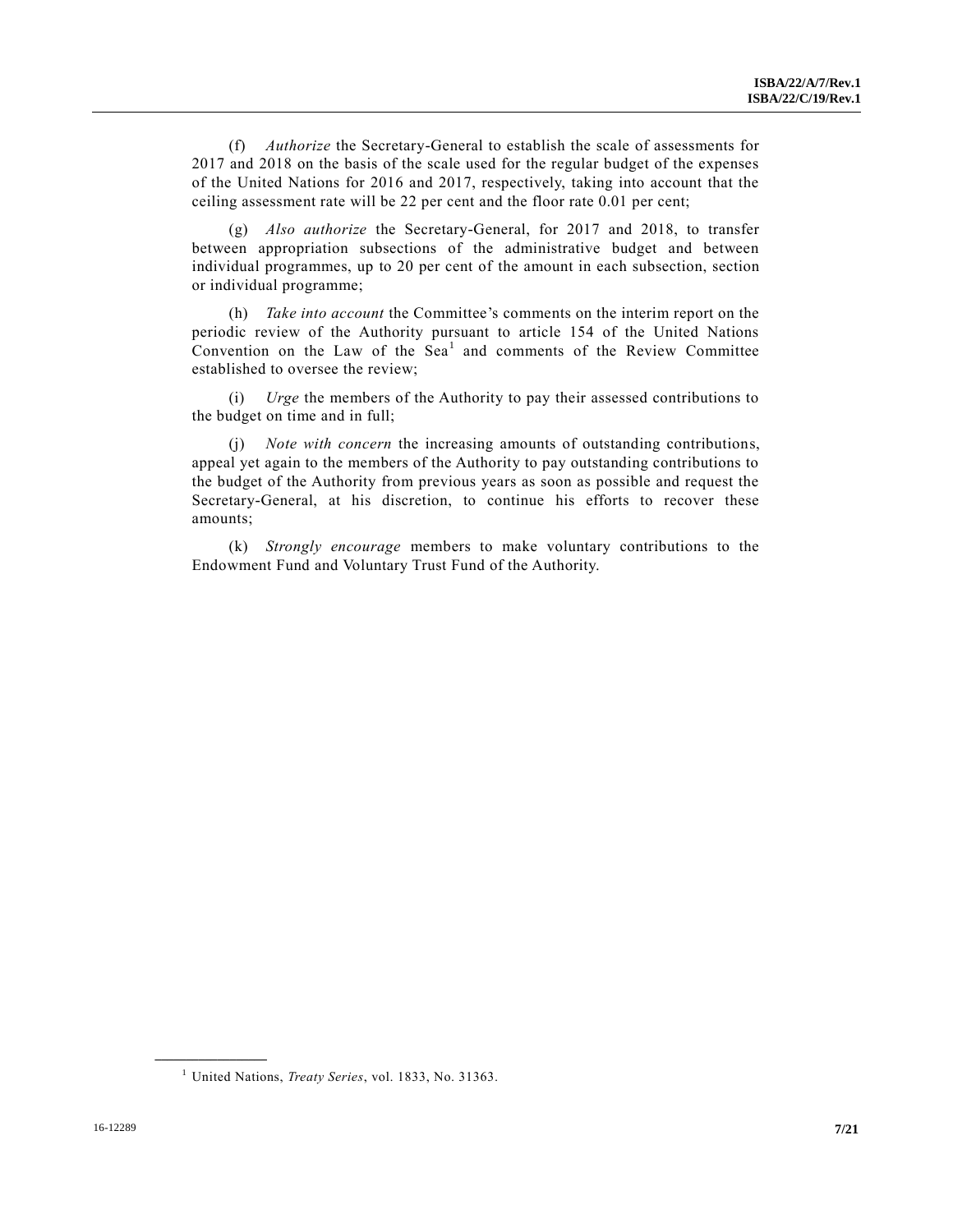(f) *Authorize* the Secretary-General to establish the scale of assessments for 2017 and 2018 on the basis of the scale used for the regular budget of the expenses of the United Nations for 2016 and 2017, respectively, taking into account that the ceiling assessment rate will be 22 per cent and the floor rate 0.01 per cent;

(g) *Also authorize* the Secretary-General, for 2017 and 2018, to transfer between appropriation subsections of the administrative budget and between individual programmes, up to 20 per cent of the amount in each subsection, section or individual programme;

(h) *Take into account* the Committee's comments on the interim report on the periodic review of the Authority pursuant to article 154 of the United Nations Convention on the Law of the Sea[1] and comments of the Review Committee established to oversee the review;

(i) *Urge* the members of the Authority to pay their assessed contributions to the budget on time and in full;

(j) *Note with concern* the increasing amounts of outstanding contributions, appeal yet again to the members of the Authority to pay outstanding contributions to the budget of the Authority from previous years as soon as possible and request the Secretary-General, at his discretion, to continue his efforts to recover these amounts;

(k) *Strongly encourage* members to make voluntary contributions to the Endowment Fund and Voluntary Trust Fund of the Authority.

---

[1] United Nations, *Treaty Series*, vol. 1833, No. 31363.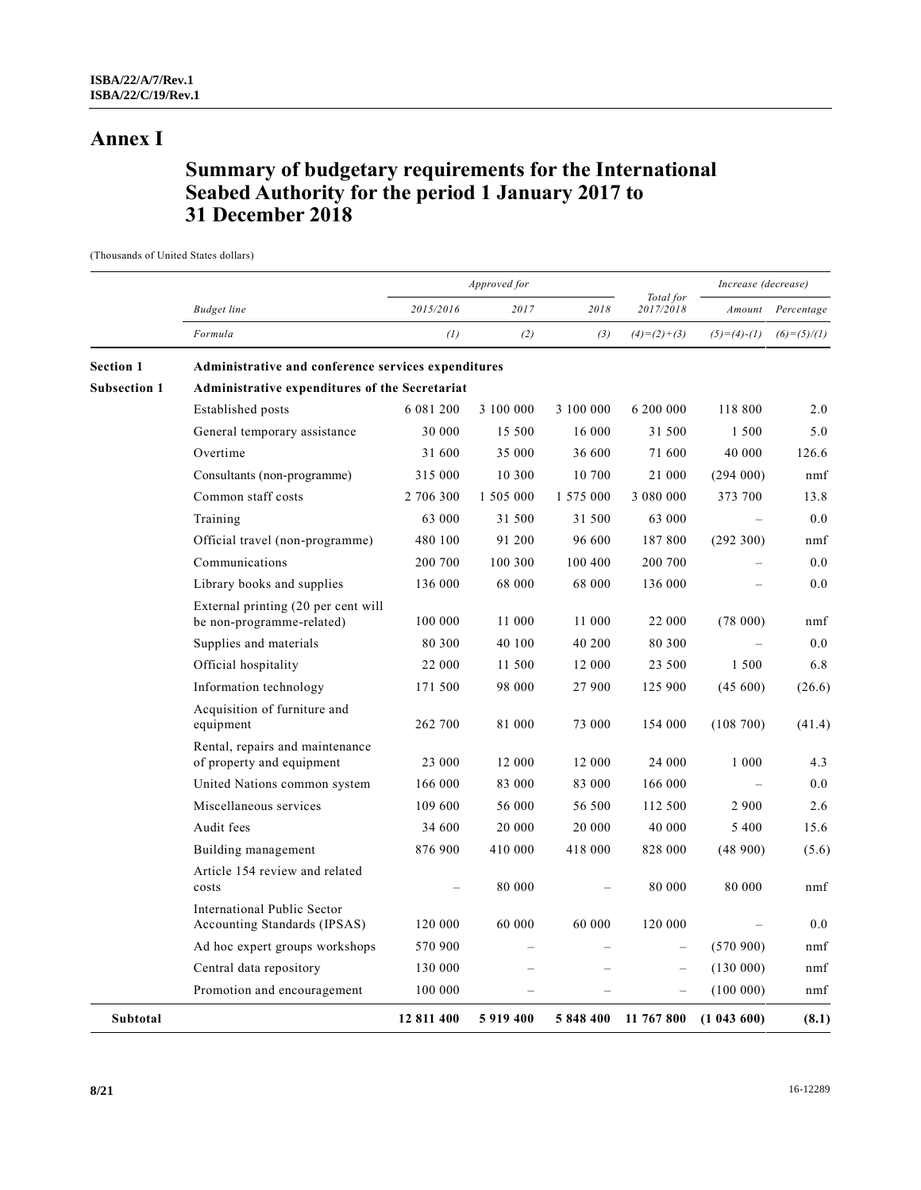# Annex I

## Summary of budgetary requirements for the International Seabed Authority for the period 1 January 2017 to 31 December 2018

(Thousands of United States dollars)

| | Budget line | Approved for 2015/2016 | 2017 | 2018 | Total for 2017/2018 | Increase (decrease) Amount | Percentage |
|---|---|---|---|---|---|---|---|
| | Formula | (1) | (2) | (3) | (4)=(2)+(3) | (5)=(4)-(1) | (6)=(5)/(1) |
| **Section 1** | **Administrative and conference services expenditures** | | | | | | |
| **Subsection 1** | **Administrative expenditures of the Secretariat** | | | | | | |
| | Established posts | 6 081 200 | 3 100 000 | 3 100 000 | 6 200 000 | 118 800 | 2.0 |
| | General temporary assistance | 30 000 | 15 500 | 16 000 | 31 500 | 1 500 | 5.0 |
| | Overtime | 31 600 | 35 000 | 36 600 | 71 600 | 40 000 | 126.6 |
| | Consultants (non-programme) | 315 000 | 10 300 | 10 700 | 21 000 | (294 000) | nmf |
| | Common staff costs | 2 706 300 | 1 505 000 | 1 575 000 | 3 080 000 | 373 700 | 13.8 |
| | Training | 63 000 | 31 500 | 31 500 | 63 000 | – | 0.0 |
| | Official travel (non-programme) | 480 100 | 91 200 | 96 600 | 187 800 | (292 300) | nmf |
| | Communications | 200 700 | 100 300 | 100 400 | 200 700 | – | 0.0 |
| | Library books and supplies | 136 000 | 68 000 | 68 000 | 136 000 | – | 0.0 |
| | External printing (20 per cent will be non-programme-related) | 100 000 | 11 000 | 11 000 | 22 000 | (78 000) | nmf |
| | Supplies and materials | 80 300 | 40 100 | 40 200 | 80 300 | – | 0.0 |
| | Official hospitality | 22 000 | 11 500 | 12 000 | 23 500 | 1 500 | 6.8 |
| | Information technology | 171 500 | 98 000 | 27 900 | 125 900 | (45 600) | (26.6) |
| | Acquisition of furniture and equipment | 262 700 | 81 000 | 73 000 | 154 000 | (108 700) | (41.4) |
| | Rental, repairs and maintenance of property and equipment | 23 000 | 12 000 | 12 000 | 24 000 | 1 000 | 4.3 |
| | United Nations common system | 166 000 | 83 000 | 83 000 | 166 000 | – | 0.0 |
| | Miscellaneous services | 109 600 | 56 000 | 56 500 | 112 500 | 2 900 | 2.6 |
| | Audit fees | 34 600 | 20 000 | 20 000 | 40 000 | 5 400 | 15.6 |
| | Building management | 876 900 | 410 000 | 418 000 | 828 000 | (48 900) | (5.6) |
| | Article 154 review and related costs | – | 80 000 | – | 80 000 | 80 000 | nmf |
| | International Public Sector Accounting Standards (IPSAS) | 120 000 | 60 000 | 60 000 | 120 000 | – | 0.0 |
| | Ad hoc expert groups workshops | 570 900 | – | – | – | (570 900) | nmf |
| | Central data repository | 130 000 | – | – | – | (130 000) | nmf |
| | Promotion and encouragement | 100 000 | – | – | – | (100 000) | nmf |
| **Subtotal** | | **12 811 400** | **5 919 400** | **5 848 400** | **11 767 800** | **(1 043 600)** | **(8.1)** |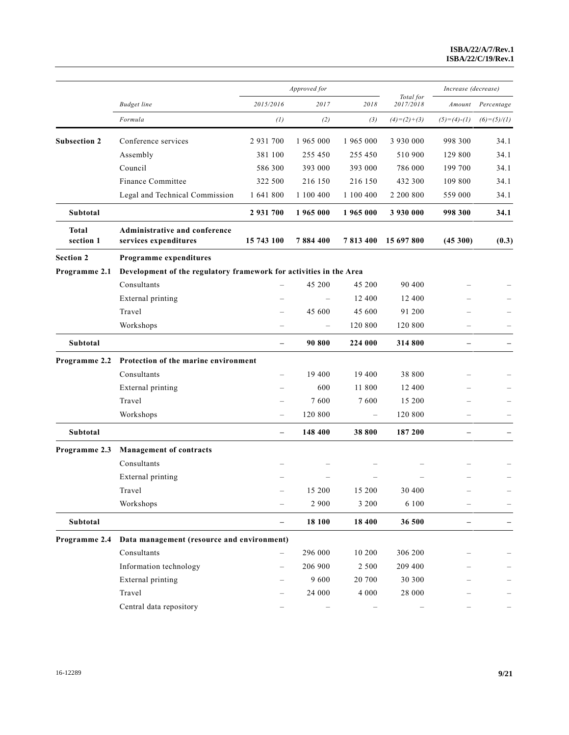| | Budget line | Approved for | | | Total for 2017/2018 | Increase (decrease) | |
|---|---|---|---|---|---|---|---|
| | | 2015/2016 | 2017 | 2018 | | Amount | Percentage |
| | Formula | (1) | (2) | (3) | (4)=(2)+(3) | (5)=(4)-(1) | (6)=(5)/(1) |
| **Subsection 2** | Conference services | 2 931 700 | 1 965 000 | 1 965 000 | 3 930 000 | 998 300 | 34.1 |
| | Assembly | 381 100 | 255 450 | 255 450 | 510 900 | 129 800 | 34.1 |
| | Council | 586 300 | 393 000 | 393 000 | 786 000 | 199 700 | 34.1 |
| | Finance Committee | 322 500 | 216 150 | 216 150 | 432 300 | 109 800 | 34.1 |
| | Legal and Technical Commission | 1 641 800 | 1 100 400 | 1 100 400 | 2 200 800 | 559 000 | 34.1 |
| **Subtotal** | | **2 931 700** | **1 965 000** | **1 965 000** | **3 930 000** | **998 300** | **34.1** |
| **Total section 1** | **Administrative and conference services expenditures** | **15 743 100** | **7 884 400** | **7 813 400** | **15 697 800** | **(45 300)** | **(0.3)** |
| **Section 2** | **Programme expenditures** | | | | | | |
| **Programme 2.1** | **Development of the regulatory framework for activities in the Area** | | | | | | |
| | Consultants | – | 45 200 | 45 200 | 90 400 | – | – |
| | External printing | – | – | 12 400 | 12 400 | – | – |
| | Travel | – | 45 600 | 45 600 | 91 200 | – | – |
| | Workshops | – | – | 120 800 | 120 800 | – | – |
| **Subtotal** | | **–** | **90 800** | **224 000** | **314 800** | **–** | **–** |
| **Programme 2.2** | **Protection of the marine environment** | | | | | | |
| | Consultants | – | 19 400 | 19 400 | 38 800 | – | – |
| | External printing | – | 600 | 11 800 | 12 400 | – | – |
| | Travel | – | 7 600 | 7 600 | 15 200 | – | – |
| | Workshops | – | 120 800 | – | 120 800 | – | – |
| **Subtotal** | | **–** | **148 400** | **38 800** | **187 200** | **–** | **–** |
| **Programme 2.3** | **Management of contracts** | | | | | | |
| | Consultants | – | – | – | – | – | – |
| | External printing | – | – | – | – | – | – |
| | Travel | – | 15 200 | 15 200 | 30 400 | – | – |
| | Workshops | – | 2 900 | 3 200 | 6 100 | – | – |
| **Subtotal** | | **–** | **18 100** | **18 400** | **36 500** | **–** | **–** |
| **Programme 2.4** | **Data management (resource and environment)** | | | | | | |
| | Consultants | – | 296 000 | 10 200 | 306 200 | – | – |
| | Information technology | – | 206 900 | 2 500 | 209 400 | – | – |
| | External printing | – | 9 600 | 20 700 | 30 300 | – | – |
| | Travel | – | 24 000 | 4 000 | 28 000 | – | – |
| | Central data repository | – | – | – | – | – | – |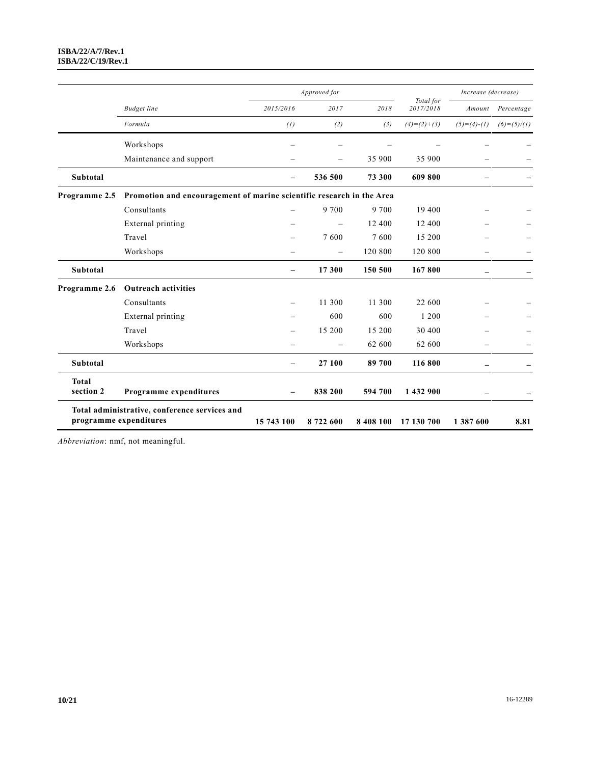| | Budget line | Approved for | | | Total for 2017/2018 | Increase (decrease) | |
|---|---|---|---|---|---|---|---|
| | | 2015/2016 | 2017 | 2018 | | Amount | Percentage |
| | Formula | (1) | (2) | (3) | (4)=(2)+(3) | (5)=(4)-(1) | (6)=(5)/(1) |
| | Workshops | – | – | – | – | – | – |
| | Maintenance and support | – | – | 35 900 | 35 900 | – | – |
| **Subtotal** | | **–** | **536 500** | **73 300** | **609 800** | **–** | **–** |
| **Programme 2.5** | **Promotion and encouragement of marine scientific research in the Area** | | | | | | |
| | Consultants | – | 9 700 | 9 700 | 19 400 | – | – |
| | External printing | – | – | 12 400 | 12 400 | – | – |
| | Travel | – | 7 600 | 7 600 | 15 200 | – | – |
| | Workshops | – | – | 120 800 | 120 800 | – | – |
| **Subtotal** | | **–** | **17 300** | **150 500** | **167 800** | **–** | **–** |
| **Programme 2.6** | **Outreach activities** | | | | | | |
| | Consultants | – | 11 300 | 11 300 | 22 600 | – | – |
| | External printing | – | 600 | 600 | 1 200 | – | – |
| | Travel | – | 15 200 | 15 200 | 30 400 | – | – |
| | Workshops | – | – | 62 600 | 62 600 | – | – |
| **Subtotal** | | **–** | **27 100** | **89 700** | **116 800** | **–** | **–** |
| **Total section 2** | **Programme expenditures** | **–** | **838 200** | **594 700** | **1 432 900** | **–** | **–** |
| **Total administrative, conference services and programme expenditures** | | **15 743 100** | **8 722 600** | **8 408 100** | **17 130 700** | **1 387 600** | **8.81** |

*Abbreviation*: nmf, not meaningful.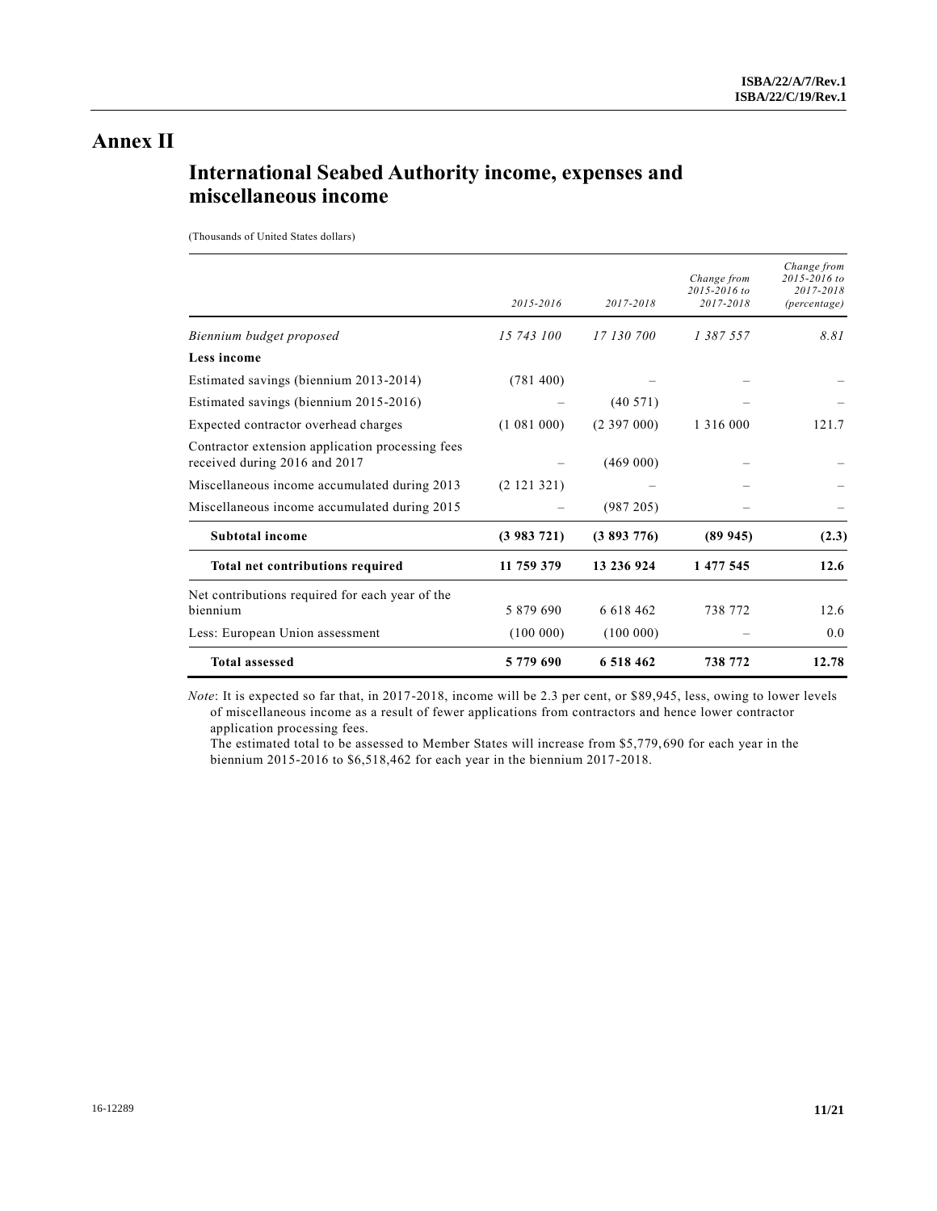# Annex II

## International Seabed Authority income, expenses and miscellaneous income

(Thousands of United States dollars)

| | 2015-2016 | 2017-2018 | Change from 2015-2016 to 2017-2018 | Change from 2015-2016 to 2017-2018 (percentage) |
|---|---|---|---|---|
| *Biennium budget proposed* | *15 743 100* | *17 130 700* | *1 387 557* | *8.81* |
| **Less income** | | | | |
| Estimated savings (biennium 2013-2014) | (781 400) | – | – | – |
| Estimated savings (biennium 2015-2016) | – | (40 571) | – | – |
| Expected contractor overhead charges | (1 081 000) | (2 397 000) | 1 316 000 | 121.7 |
| Contractor extension application processing fees received during 2016 and 2017 | – | (469 000) | – | – |
| Miscellaneous income accumulated during 2013 | (2 121 321) | – | – | – |
| Miscellaneous income accumulated during 2015 | – | (987 205) | – | – |
| **Subtotal income** | **(3 983 721)** | **(3 893 776)** | **(89 945)** | **(2.3)** |
| **Total net contributions required** | **11 759 379** | **13 236 924** | **1 477 545** | **12.6** |
| Net contributions required for each year of the biennium | 5 879 690 | 6 618 462 | 738 772 | 12.6 |
| Less: European Union assessment | (100 000) | (100 000) | – | 0.0 |
| **Total assessed** | **5 779 690** | **6 518 462** | **738 772** | **12.78** |

*Note*: It is expected so far that, in 2017-2018, income will be 2.3 per cent, or $89,945, less, owing to lower levels of miscellaneous income as a result of fewer applications from contractors and hence lower contractor application processing fees.

The estimated total to be assessed to Member States will increase from $5,779,690 for each year in the biennium 2015-2016 to $6,518,462 for each year in the biennium 2017-2018.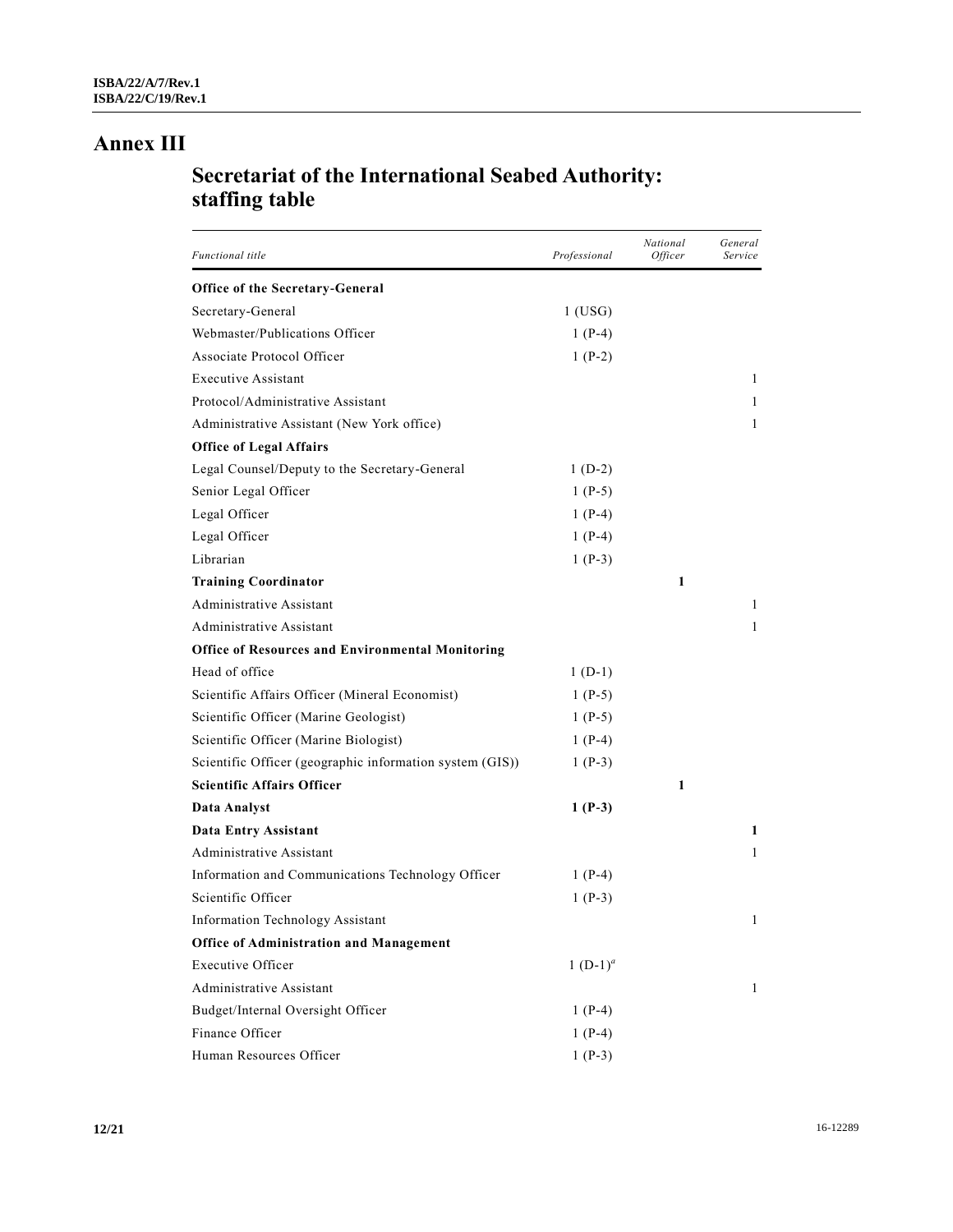# Annex III

## Secretariat of the International Seabed Authority: staffing table

| *Functional title* | *Professional* | *National Officer* | *General Service* |
|---|---|---|---|
| **Office of the Secretary-General** | | | |
| Secretary-General | 1 (USG) | | |
| Webmaster/Publications Officer | 1 (P-4) | | |
| Associate Protocol Officer | 1 (P-2) | | |
| Executive Assistant | | | 1 |
| Protocol/Administrative Assistant | | | 1 |
| Administrative Assistant (New York office) | | | 1 |
| **Office of Legal Affairs** | | | |
| Legal Counsel/Deputy to the Secretary-General | 1 (D-2) | | |
| Senior Legal Officer | 1 (P-5) | | |
| Legal Officer | 1 (P-4) | | |
| Legal Officer | 1 (P-4) | | |
| Librarian | 1 (P-3) | | |
| **Training Coordinator** | | **1** | |
| Administrative Assistant | | | 1 |
| Administrative Assistant | | | 1 |
| **Office of Resources and Environmental Monitoring** | | | |
| Head of office | 1 (D-1) | | |
| Scientific Affairs Officer (Mineral Economist) | 1 (P-5) | | |
| Scientific Officer (Marine Geologist) | 1 (P-5) | | |
| Scientific Officer (Marine Biologist) | 1 (P-4) | | |
| Scientific Officer (geographic information system (GIS)) | 1 (P-3) | | |
| **Scientific Affairs Officer** | | **1** | |
| **Data Analyst** | **1 (P-3)** | | |
| **Data Entry Assistant** | | | **1** |
| Administrative Assistant | | | 1 |
| Information and Communications Technology Officer | 1 (P-4) | | |
| Scientific Officer | 1 (P-3) | | |
| Information Technology Assistant | | | 1 |
| **Office of Administration and Management** | | | |
| Executive Officer | 1 (D-1)[a] | | |
| Administrative Assistant | | | 1 |
| Budget/Internal Oversight Officer | 1 (P-4) | | |
| Finance Officer | 1 (P-4) | | |
| Human Resources Officer | 1 (P-3) | | |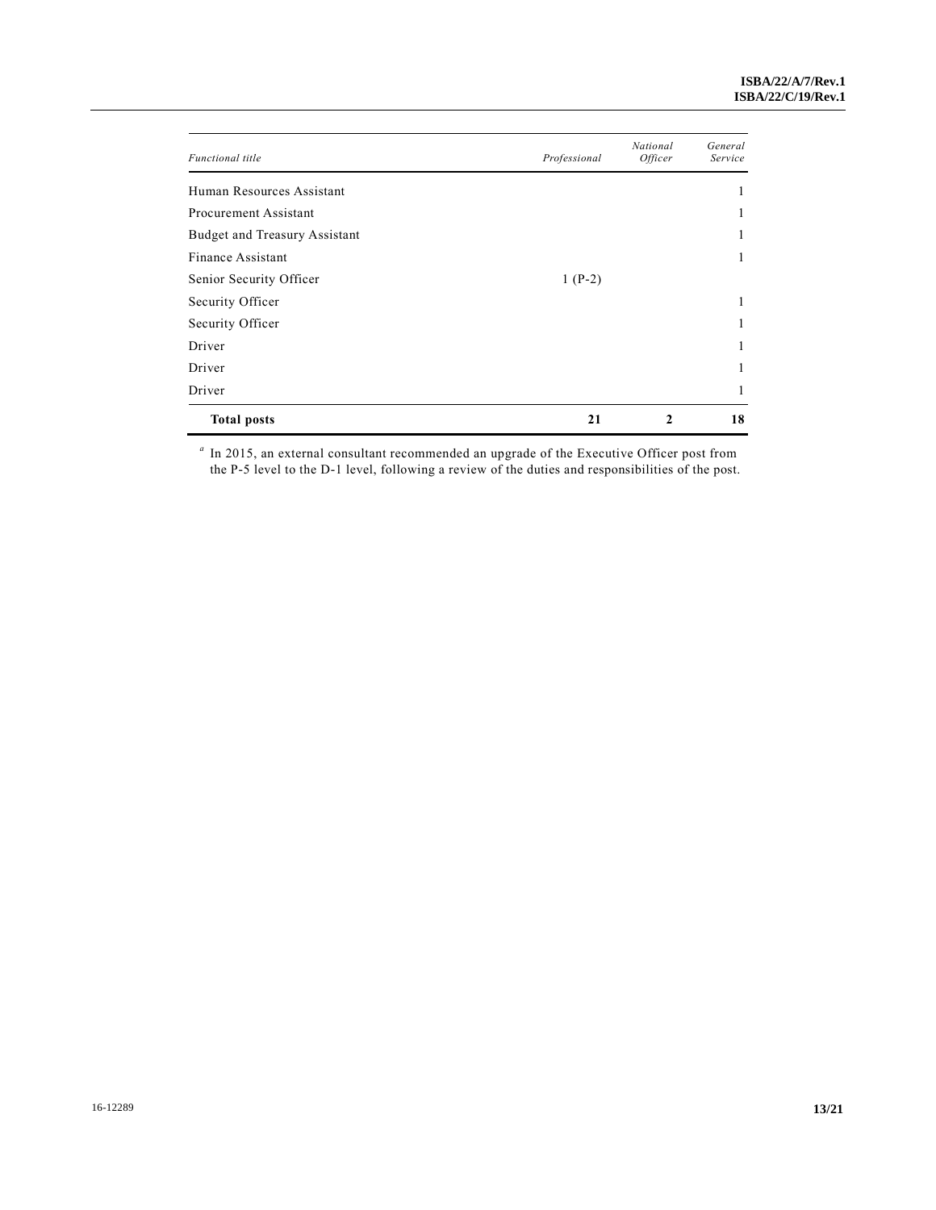| *Functional title* | *Professional* | *National Officer* | *General Service* |
|---|---|---|---|
| Human Resources Assistant | | | 1 |
| Procurement Assistant | | | 1 |
| Budget and Treasury Assistant | | | 1 |
| Finance Assistant | | | 1 |
| Senior Security Officer | 1 (P-2) | | |
| Security Officer | | | 1 |
| Security Officer | | | 1 |
| Driver | | | 1 |
| Driver | | | 1 |
| Driver | | | 1 |
| **Total posts** | **21** | **2** | **18** |

[a] In 2015, an external consultant recommended an upgrade of the Executive Officer post from the P-5 level to the D-1 level, following a review of the duties and responsibilities of the post.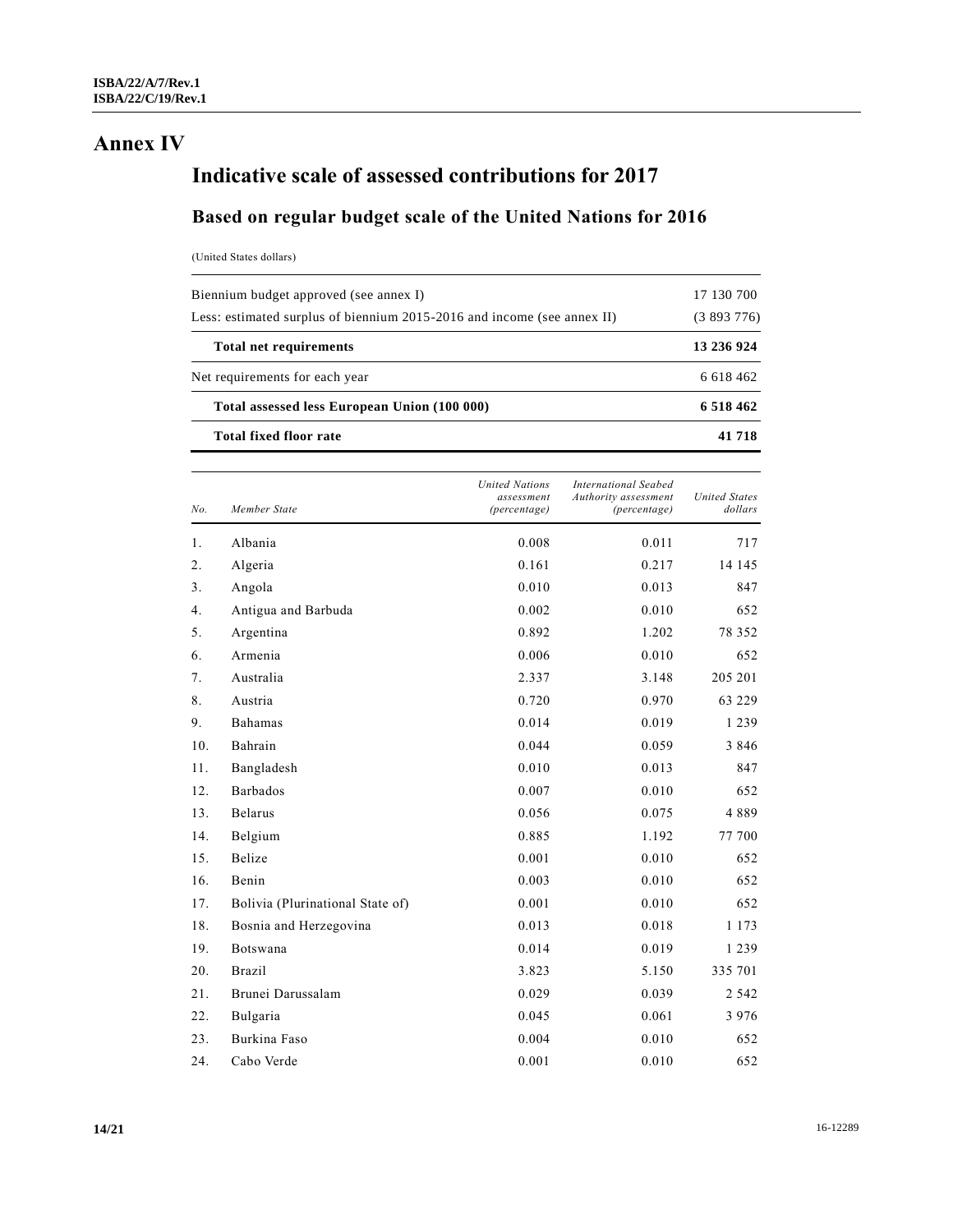# Annex IV

## Indicative scale of assessed contributions for 2017

### Based on regular budget scale of the United Nations for 2016

(United States dollars)

| | |
|---|---:|
| Biennium budget approved (see annex I) | 17 130 700 |
| Less: estimated surplus of biennium 2015-2016 and income (see annex II) | (3 893 776) |
| **Total net requirements** | **13 236 924** |
| Net requirements for each year | 6 618 462 |
| **Total assessed less European Union (100 000)** | **6 518 462** |
| **Total fixed floor rate** | **41 718** |

| *No.* | *Member State* | *United Nations assessment (percentage)* | *International Seabed Authority assessment (percentage)* | *United States dollars* |
|---|---|---:|---:|---:|
| 1. | Albania | 0.008 | 0.011 | 717 |
| 2. | Algeria | 0.161 | 0.217 | 14 145 |
| 3. | Angola | 0.010 | 0.013 | 847 |
| 4. | Antigua and Barbuda | 0.002 | 0.010 | 652 |
| 5. | Argentina | 0.892 | 1.202 | 78 352 |
| 6. | Armenia | 0.006 | 0.010 | 652 |
| 7. | Australia | 2.337 | 3.148 | 205 201 |
| 8. | Austria | 0.720 | 0.970 | 63 229 |
| 9. | Bahamas | 0.014 | 0.019 | 1 239 |
| 10. | Bahrain | 0.044 | 0.059 | 3 846 |
| 11. | Bangladesh | 0.010 | 0.013 | 847 |
| 12. | Barbados | 0.007 | 0.010 | 652 |
| 13. | Belarus | 0.056 | 0.075 | 4 889 |
| 14. | Belgium | 0.885 | 1.192 | 77 700 |
| 15. | Belize | 0.001 | 0.010 | 652 |
| 16. | Benin | 0.003 | 0.010 | 652 |
| 17. | Bolivia (Plurinational State of) | 0.001 | 0.010 | 652 |
| 18. | Bosnia and Herzegovina | 0.013 | 0.018 | 1 173 |
| 19. | Botswana | 0.014 | 0.019 | 1 239 |
| 20. | Brazil | 3.823 | 5.150 | 335 701 |
| 21. | Brunei Darussalam | 0.029 | 0.039 | 2 542 |
| 22. | Bulgaria | 0.045 | 0.061 | 3 976 |
| 23. | Burkina Faso | 0.004 | 0.010 | 652 |
| 24. | Cabo Verde | 0.001 | 0.010 | 652 |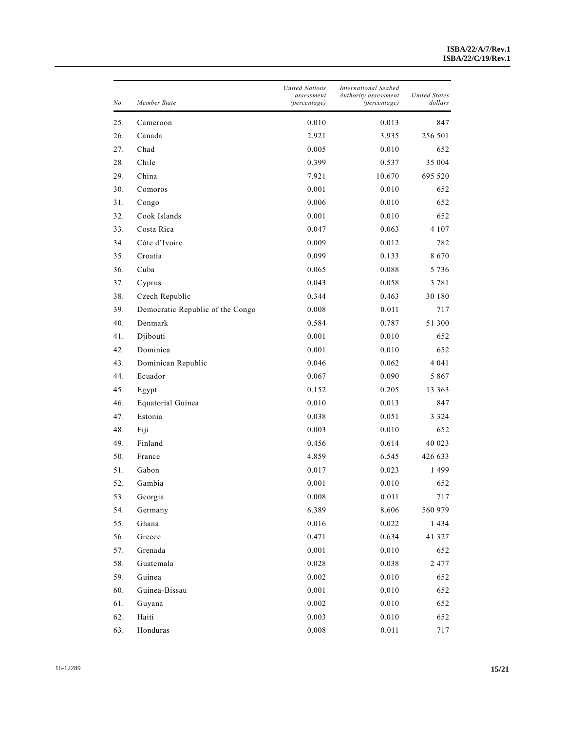| No. | Member State | United Nations assessment (percentage) | International Seabed Authority assessment (percentage) | United States dollars |
|---|---|---|---|---|
| 25. | Cameroon | 0.010 | 0.013 | 847 |
| 26. | Canada | 2.921 | 3.935 | 256 501 |
| 27. | Chad | 0.005 | 0.010 | 652 |
| 28. | Chile | 0.399 | 0.537 | 35 004 |
| 29. | China | 7.921 | 10.670 | 695 520 |
| 30. | Comoros | 0.001 | 0.010 | 652 |
| 31. | Congo | 0.006 | 0.010 | 652 |
| 32. | Cook Islands | 0.001 | 0.010 | 652 |
| 33. | Costa Rica | 0.047 | 0.063 | 4 107 |
| 34. | Côte d'Ivoire | 0.009 | 0.012 | 782 |
| 35. | Croatia | 0.099 | 0.133 | 8 670 |
| 36. | Cuba | 0.065 | 0.088 | 5 736 |
| 37. | Cyprus | 0.043 | 0.058 | 3 781 |
| 38. | Czech Republic | 0.344 | 0.463 | 30 180 |
| 39. | Democratic Republic of the Congo | 0.008 | 0.011 | 717 |
| 40. | Denmark | 0.584 | 0.787 | 51 300 |
| 41. | Djibouti | 0.001 | 0.010 | 652 |
| 42. | Dominica | 0.001 | 0.010 | 652 |
| 43. | Dominican Republic | 0.046 | 0.062 | 4 041 |
| 44. | Ecuador | 0.067 | 0.090 | 5 867 |
| 45. | Egypt | 0.152 | 0.205 | 13 363 |
| 46. | Equatorial Guinea | 0.010 | 0.013 | 847 |
| 47. | Estonia | 0.038 | 0.051 | 3 324 |
| 48. | Fiji | 0.003 | 0.010 | 652 |
| 49. | Finland | 0.456 | 0.614 | 40 023 |
| 50. | France | 4.859 | 6.545 | 426 633 |
| 51. | Gabon | 0.017 | 0.023 | 1 499 |
| 52. | Gambia | 0.001 | 0.010 | 652 |
| 53. | Georgia | 0.008 | 0.011 | 717 |
| 54. | Germany | 6.389 | 8.606 | 560 979 |
| 55. | Ghana | 0.016 | 0.022 | 1 434 |
| 56. | Greece | 0.471 | 0.634 | 41 327 |
| 57. | Grenada | 0.001 | 0.010 | 652 |
| 58. | Guatemala | 0.028 | 0.038 | 2 477 |
| 59. | Guinea | 0.002 | 0.010 | 652 |
| 60. | Guinea-Bissau | 0.001 | 0.010 | 652 |
| 61. | Guyana | 0.002 | 0.010 | 652 |
| 62. | Haiti | 0.003 | 0.010 | 652 |
| 63. | Honduras | 0.008 | 0.011 | 717 |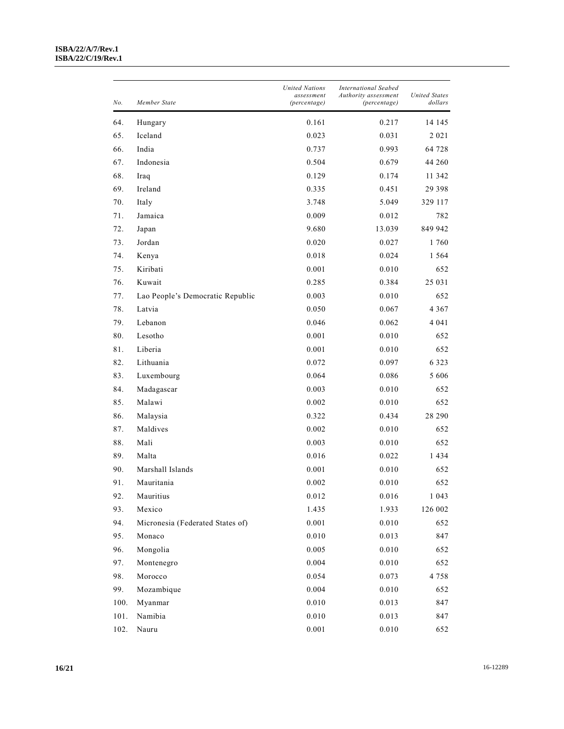| No. | Member State | United Nations assessment (percentage) | International Seabed Authority assessment (percentage) | United States dollars |
|---|---|---|---|---|
| 64. | Hungary | 0.161 | 0.217 | 14 145 |
| 65. | Iceland | 0.023 | 0.031 | 2 021 |
| 66. | India | 0.737 | 0.993 | 64 728 |
| 67. | Indonesia | 0.504 | 0.679 | 44 260 |
| 68. | Iraq | 0.129 | 0.174 | 11 342 |
| 69. | Ireland | 0.335 | 0.451 | 29 398 |
| 70. | Italy | 3.748 | 5.049 | 329 117 |
| 71. | Jamaica | 0.009 | 0.012 | 782 |
| 72. | Japan | 9.680 | 13.039 | 849 942 |
| 73. | Jordan | 0.020 | 0.027 | 1 760 |
| 74. | Kenya | 0.018 | 0.024 | 1 564 |
| 75. | Kiribati | 0.001 | 0.010 | 652 |
| 76. | Kuwait | 0.285 | 0.384 | 25 031 |
| 77. | Lao People's Democratic Republic | 0.003 | 0.010 | 652 |
| 78. | Latvia | 0.050 | 0.067 | 4 367 |
| 79. | Lebanon | 0.046 | 0.062 | 4 041 |
| 80. | Lesotho | 0.001 | 0.010 | 652 |
| 81. | Liberia | 0.001 | 0.010 | 652 |
| 82. | Lithuania | 0.072 | 0.097 | 6 323 |
| 83. | Luxembourg | 0.064 | 0.086 | 5 606 |
| 84. | Madagascar | 0.003 | 0.010 | 652 |
| 85. | Malawi | 0.002 | 0.010 | 652 |
| 86. | Malaysia | 0.322 | 0.434 | 28 290 |
| 87. | Maldives | 0.002 | 0.010 | 652 |
| 88. | Mali | 0.003 | 0.010 | 652 |
| 89. | Malta | 0.016 | 0.022 | 1 434 |
| 90. | Marshall Islands | 0.001 | 0.010 | 652 |
| 91. | Mauritania | 0.002 | 0.010 | 652 |
| 92. | Mauritius | 0.012 | 0.016 | 1 043 |
| 93. | Mexico | 1.435 | 1.933 | 126 002 |
| 94. | Micronesia (Federated States of) | 0.001 | 0.010 | 652 |
| 95. | Monaco | 0.010 | 0.013 | 847 |
| 96. | Mongolia | 0.005 | 0.010 | 652 |
| 97. | Montenegro | 0.004 | 0.010 | 652 |
| 98. | Morocco | 0.054 | 0.073 | 4 758 |
| 99. | Mozambique | 0.004 | 0.010 | 652 |
| 100. | Myanmar | 0.010 | 0.013 | 847 |
| 101. | Namibia | 0.010 | 0.013 | 847 |
| 102. | Nauru | 0.001 | 0.010 | 652 |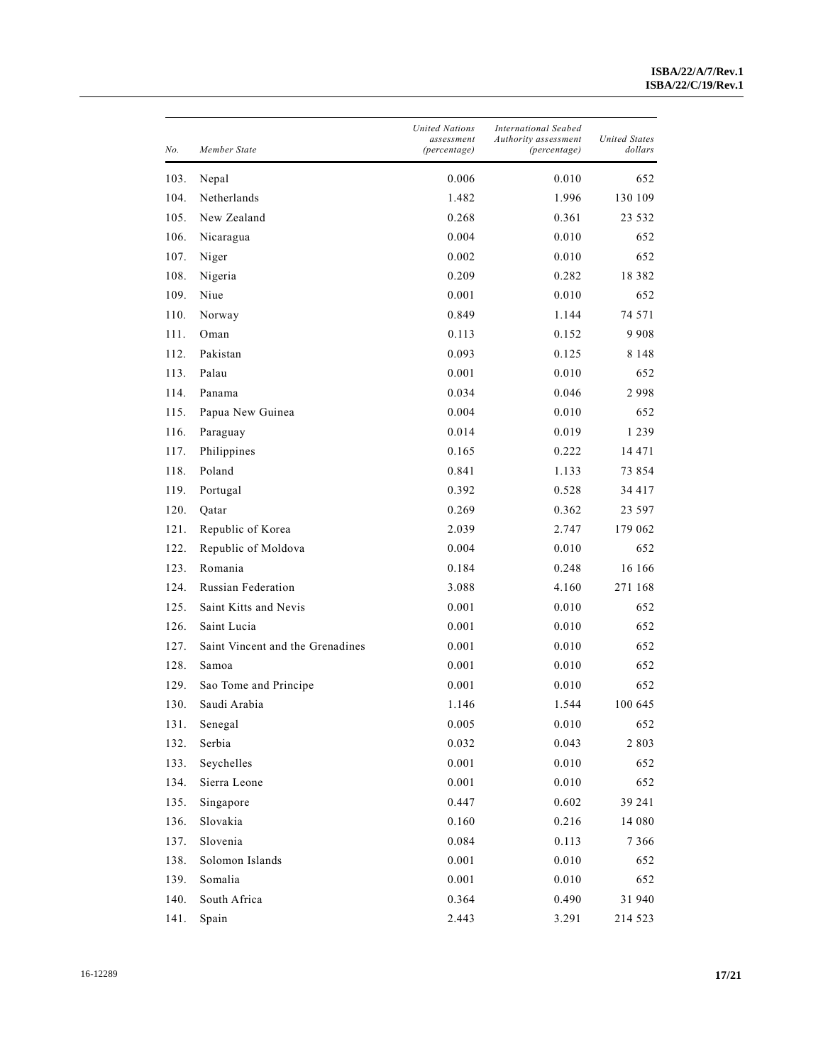| *No.* | *Member State* | *United Nations assessment (percentage)* | *International Seabed Authority assessment (percentage)* | *United States dollars* |
|---|---|---|---|---|
| 103. | Nepal | 0.006 | 0.010 | 652 |
| 104. | Netherlands | 1.482 | 1.996 | 130 109 |
| 105. | New Zealand | 0.268 | 0.361 | 23 532 |
| 106. | Nicaragua | 0.004 | 0.010 | 652 |
| 107. | Niger | 0.002 | 0.010 | 652 |
| 108. | Nigeria | 0.209 | 0.282 | 18 382 |
| 109. | Niue | 0.001 | 0.010 | 652 |
| 110. | Norway | 0.849 | 1.144 | 74 571 |
| 111. | Oman | 0.113 | 0.152 | 9 908 |
| 112. | Pakistan | 0.093 | 0.125 | 8 148 |
| 113. | Palau | 0.001 | 0.010 | 652 |
| 114. | Panama | 0.034 | 0.046 | 2 998 |
| 115. | Papua New Guinea | 0.004 | 0.010 | 652 |
| 116. | Paraguay | 0.014 | 0.019 | 1 239 |
| 117. | Philippines | 0.165 | 0.222 | 14 471 |
| 118. | Poland | 0.841 | 1.133 | 73 854 |
| 119. | Portugal | 0.392 | 0.528 | 34 417 |
| 120. | Qatar | 0.269 | 0.362 | 23 597 |
| 121. | Republic of Korea | 2.039 | 2.747 | 179 062 |
| 122. | Republic of Moldova | 0.004 | 0.010 | 652 |
| 123. | Romania | 0.184 | 0.248 | 16 166 |
| 124. | Russian Federation | 3.088 | 4.160 | 271 168 |
| 125. | Saint Kitts and Nevis | 0.001 | 0.010 | 652 |
| 126. | Saint Lucia | 0.001 | 0.010 | 652 |
| 127. | Saint Vincent and the Grenadines | 0.001 | 0.010 | 652 |
| 128. | Samoa | 0.001 | 0.010 | 652 |
| 129. | Sao Tome and Principe | 0.001 | 0.010 | 652 |
| 130. | Saudi Arabia | 1.146 | 1.544 | 100 645 |
| 131. | Senegal | 0.005 | 0.010 | 652 |
| 132. | Serbia | 0.032 | 0.043 | 2 803 |
| 133. | Seychelles | 0.001 | 0.010 | 652 |
| 134. | Sierra Leone | 0.001 | 0.010 | 652 |
| 135. | Singapore | 0.447 | 0.602 | 39 241 |
| 136. | Slovakia | 0.160 | 0.216 | 14 080 |
| 137. | Slovenia | 0.084 | 0.113 | 7 366 |
| 138. | Solomon Islands | 0.001 | 0.010 | 652 |
| 139. | Somalia | 0.001 | 0.010 | 652 |
| 140. | South Africa | 0.364 | 0.490 | 31 940 |
| 141. | Spain | 2.443 | 3.291 | 214 523 |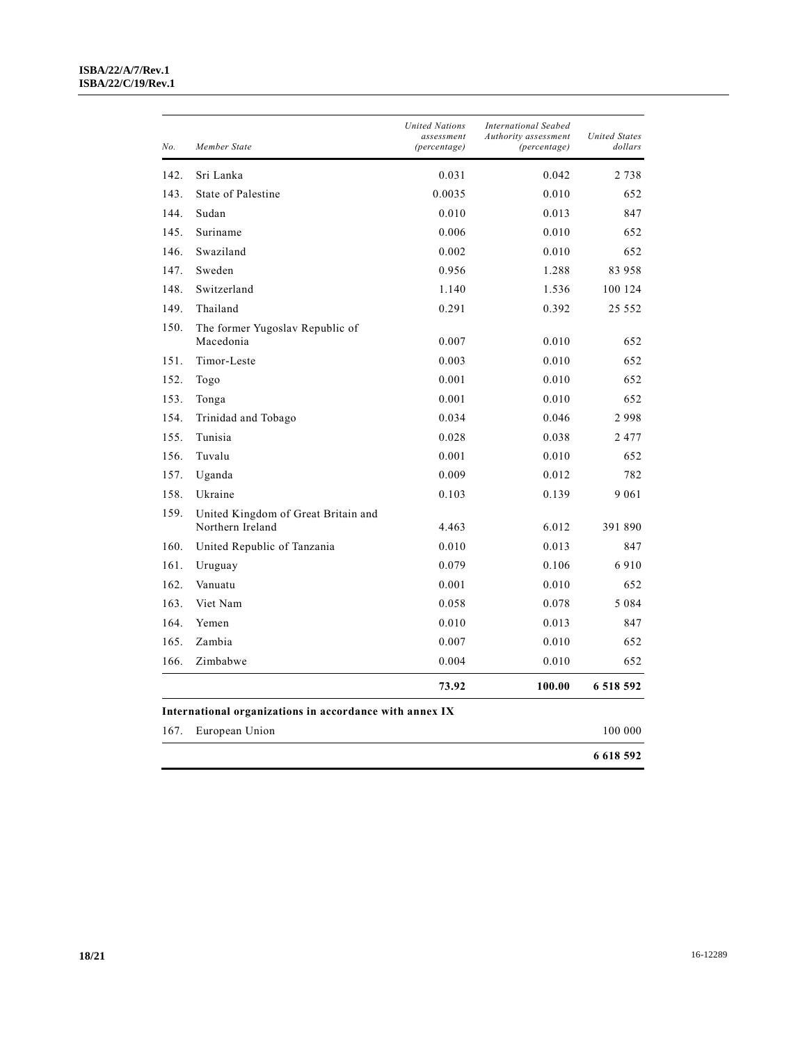| No. | Member State | United Nations assessment (percentage) | International Seabed Authority assessment (percentage) | United States dollars |
|---|---|---|---|---|
| 142. | Sri Lanka | 0.031 | 0.042 | 2 738 |
| 143. | State of Palestine | 0.0035 | 0.010 | 652 |
| 144. | Sudan | 0.010 | 0.013 | 847 |
| 145. | Suriname | 0.006 | 0.010 | 652 |
| 146. | Swaziland | 0.002 | 0.010 | 652 |
| 147. | Sweden | 0.956 | 1.288 | 83 958 |
| 148. | Switzerland | 1.140 | 1.536 | 100 124 |
| 149. | Thailand | 0.291 | 0.392 | 25 552 |
| 150. | The former Yugoslav Republic of Macedonia | 0.007 | 0.010 | 652 |
| 151. | Timor-Leste | 0.003 | 0.010 | 652 |
| 152. | Togo | 0.001 | 0.010 | 652 |
| 153. | Tonga | 0.001 | 0.010 | 652 |
| 154. | Trinidad and Tobago | 0.034 | 0.046 | 2 998 |
| 155. | Tunisia | 0.028 | 0.038 | 2 477 |
| 156. | Tuvalu | 0.001 | 0.010 | 652 |
| 157. | Uganda | 0.009 | 0.012 | 782 |
| 158. | Ukraine | 0.103 | 0.139 | 9 061 |
| 159. | United Kingdom of Great Britain and Northern Ireland | 4.463 | 6.012 | 391 890 |
| 160. | United Republic of Tanzania | 0.010 | 0.013 | 847 |
| 161. | Uruguay | 0.079 | 0.106 | 6 910 |
| 162. | Vanuatu | 0.001 | 0.010 | 652 |
| 163. | Viet Nam | 0.058 | 0.078 | 5 084 |
| 164. | Yemen | 0.010 | 0.013 | 847 |
| 165. | Zambia | 0.007 | 0.010 | 652 |
| 166. | Zimbabwe | 0.004 | 0.010 | 652 |
| | | **73.92** | **100.00** | **6 518 592** |
| **International organizations in accordance with annex IX** | | | | |
| 167. | European Union | | | 100 000 |
| | | | | **6 618 592** |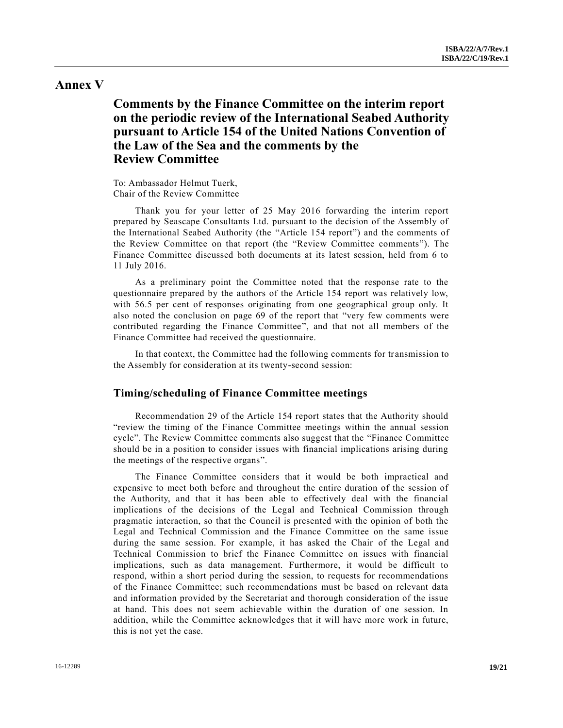# Annex V

## Comments by the Finance Committee on the interim report on the periodic review of the International Seabed Authority pursuant to Article 154 of the United Nations Convention of the Law of the Sea and the comments by the Review Committee

To: Ambassador Helmut Tuerk,
Chair of the Review Committee

Thank you for your letter of 25 May 2016 forwarding the interim report prepared by Seascape Consultants Ltd. pursuant to the decision of the Assembly of the International Seabed Authority (the "Article 154 report") and the comments of the Review Committee on that report (the "Review Committee comments"). The Finance Committee discussed both documents at its latest session, held from 6 to 11 July 2016.

As a preliminary point the Committee noted that the response rate to the questionnaire prepared by the authors of the Article 154 report was relatively low, with 56.5 per cent of responses originating from one geographical group only. It also noted the conclusion on page 69 of the report that "very few comments were contributed regarding the Finance Committee", and that not all members of the Finance Committee had received the questionnaire.

In that context, the Committee had the following comments for transmission to the Assembly for consideration at its twenty-second session:

### Timing/scheduling of Finance Committee meetings

Recommendation 29 of the Article 154 report states that the Authority should "review the timing of the Finance Committee meetings within the annual session cycle". The Review Committee comments also suggest that the "Finance Committee should be in a position to consider issues with financial implications arising during the meetings of the respective organs".

The Finance Committee considers that it would be both impractical and expensive to meet both before and throughout the entire duration of the session of the Authority, and that it has been able to effectively deal with the financial implications of the decisions of the Legal and Technical Commission through pragmatic interaction, so that the Council is presented with the opinion of both the Legal and Technical Commission and the Finance Committee on the same issue during the same session. For example, it has asked the Chair of the Legal and Technical Commission to brief the Finance Committee on issues with financial implications, such as data management. Furthermore, it would be difficult to respond, within a short period during the session, to requests for recommendations of the Finance Committee; such recommendations must be based on relevant data and information provided by the Secretariat and thorough consideration of the issue at hand. This does not seem achievable within the duration of one session. In addition, while the Committee acknowledges that it will have more work in future, this is not yet the case.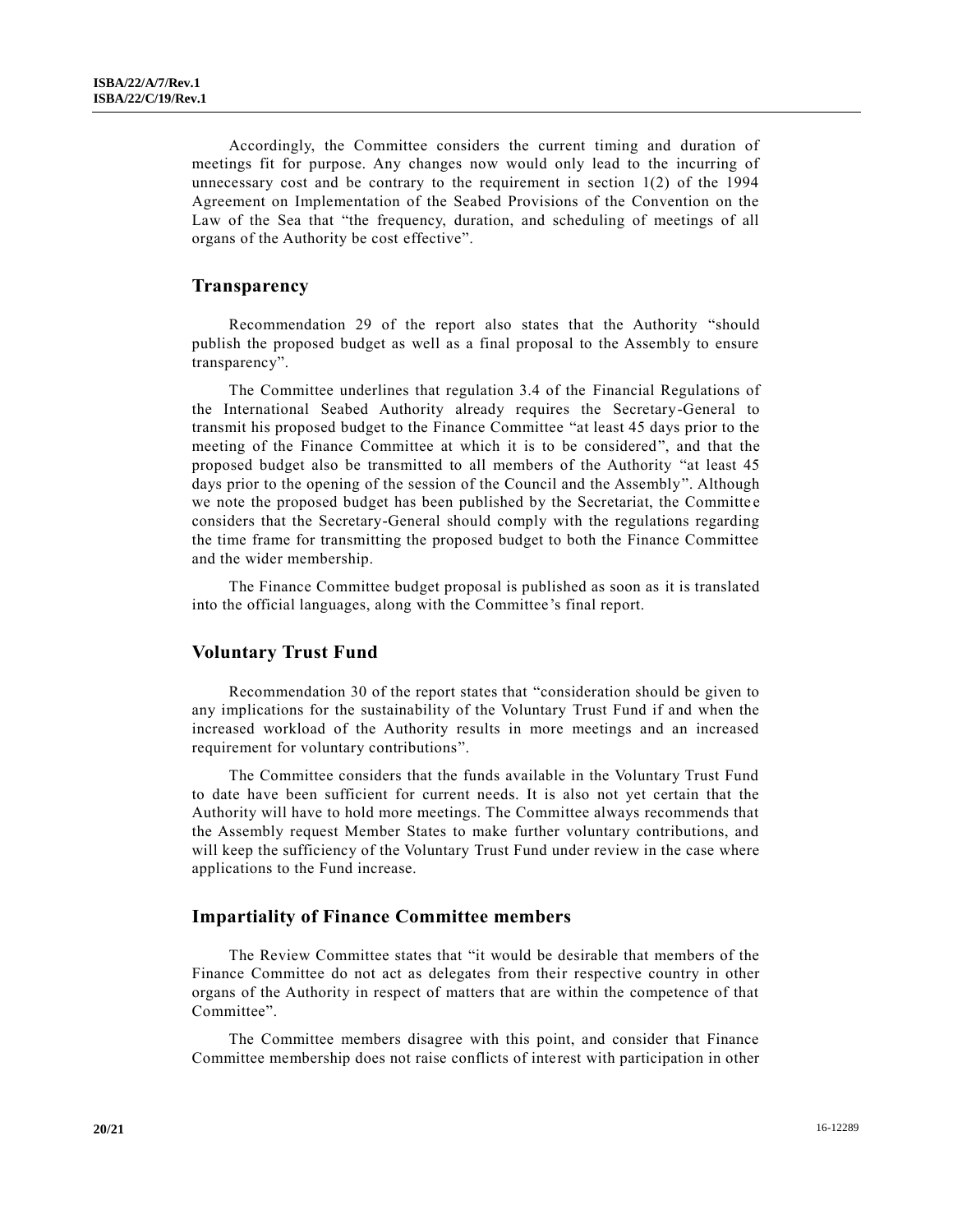Accordingly, the Committee considers the current timing and duration of meetings fit for purpose. Any changes now would only lead to the incurring of unnecessary cost and be contrary to the requirement in section 1(2) of the 1994 Agreement on Implementation of the Seabed Provisions of the Convention on the Law of the Sea that "the frequency, duration, and scheduling of meetings of all organs of the Authority be cost effective".

## Transparency

Recommendation 29 of the report also states that the Authority "should publish the proposed budget as well as a final proposal to the Assembly to ensure transparency".

The Committee underlines that regulation 3.4 of the Financial Regulations of the International Seabed Authority already requires the Secretary-General to transmit his proposed budget to the Finance Committee "at least 45 days prior to the meeting of the Finance Committee at which it is to be considered", and that the proposed budget also be transmitted to all members of the Authority "at least 45 days prior to the opening of the session of the Council and the Assembly". Although we note the proposed budget has been published by the Secretariat, the Committee considers that the Secretary-General should comply with the regulations regarding the time frame for transmitting the proposed budget to both the Finance Committee and the wider membership.

The Finance Committee budget proposal is published as soon as it is translated into the official languages, along with the Committee's final report.

## Voluntary Trust Fund

Recommendation 30 of the report states that "consideration should be given to any implications for the sustainability of the Voluntary Trust Fund if and when the increased workload of the Authority results in more meetings and an increased requirement for voluntary contributions".

The Committee considers that the funds available in the Voluntary Trust Fund to date have been sufficient for current needs. It is also not yet certain that the Authority will have to hold more meetings. The Committee always recommends that the Assembly request Member States to make further voluntary contributions, and will keep the sufficiency of the Voluntary Trust Fund under review in the case where applications to the Fund increase.

## Impartiality of Finance Committee members

The Review Committee states that "it would be desirable that members of the Finance Committee do not act as delegates from their respective country in other organs of the Authority in respect of matters that are within the competence of that Committee".

The Committee members disagree with this point, and consider that Finance Committee membership does not raise conflicts of interest with participation in other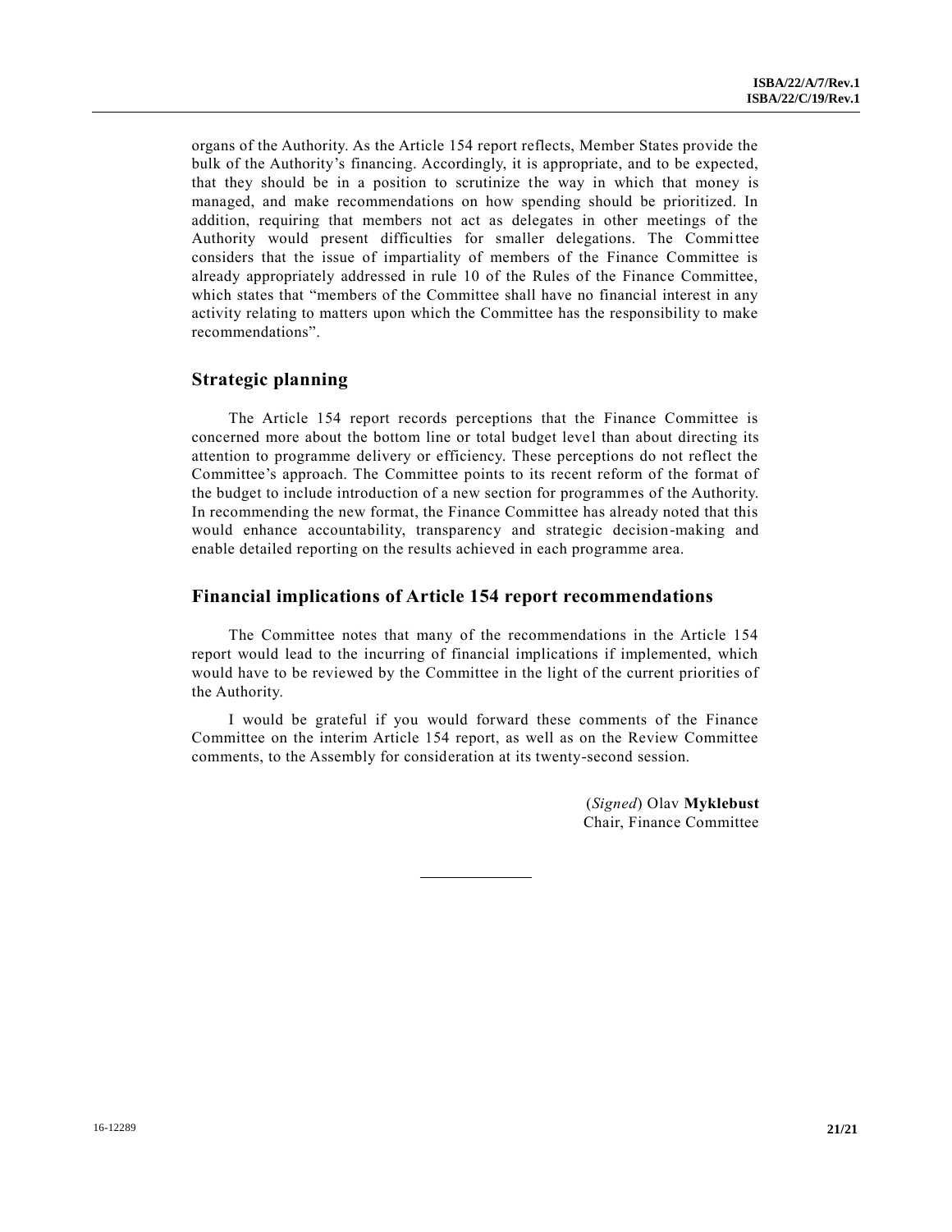organs of the Authority. As the Article 154 report reflects, Member States provide the bulk of the Authority's financing. Accordingly, it is appropriate, and to be expected, that they should be in a position to scrutinize the way in which that money is managed, and make recommendations on how spending should be prioritized. In addition, requiring that members not act as delegates in other meetings of the Authority would present difficulties for smaller delegations. The Committee considers that the issue of impartiality of members of the Finance Committee is already appropriately addressed in rule 10 of the Rules of the Finance Committee, which states that "members of the Committee shall have no financial interest in any activity relating to matters upon which the Committee has the responsibility to make recommendations".

## Strategic planning

The Article 154 report records perceptions that the Finance Committee is concerned more about the bottom line or total budget level than about directing its attention to programme delivery or efficiency. These perceptions do not reflect the Committee's approach. The Committee points to its recent reform of the format of the budget to include introduction of a new section for programmes of the Authority. In recommending the new format, the Finance Committee has already noted that this would enhance accountability, transparency and strategic decision-making and enable detailed reporting on the results achieved in each programme area.

## Financial implications of Article 154 report recommendations

The Committee notes that many of the recommendations in the Article 154 report would lead to the incurring of financial implications if implemented, which would have to be reviewed by the Committee in the light of the current priorities of the Authority.

I would be grateful if you would forward these comments of the Finance Committee on the interim Article 154 report, as well as on the Review Committee comments, to the Assembly for consideration at its twenty-second session.

(*Signed*) Olav **Myklebust**
Chair, Finance Committee